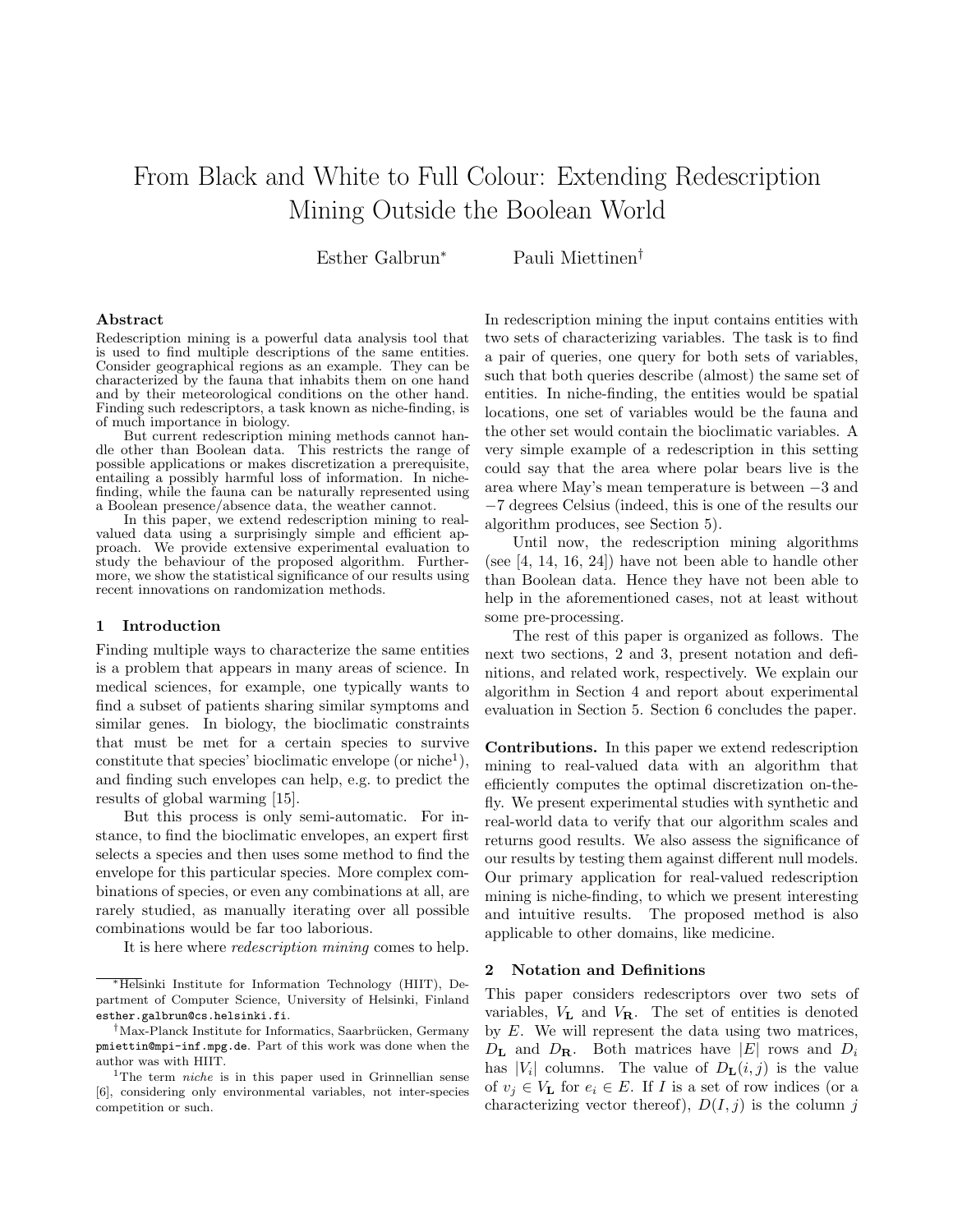# From Black and White to Full Colour: Extending Redescription Mining Outside the Boolean World

Esther Galbrun[*] Pauli Miettinen[†]

## Abstract

Redescription mining is a powerful data analysis tool that is used to find multiple descriptions of the same entities. Consider geographical regions as an example. They can be characterized by the fauna that inhabits them on one hand and by their meteorological conditions on the other hand. Finding such redescriptors, a task known as niche-finding, is of much importance in biology.

But current redescription mining methods cannot handle other than Boolean data. This restricts the range of possible applications or makes discretization a prerequisite, entailing a possibly harmful loss of information. In niche-finding, while the fauna can be naturally represented using a Boolean presence/absence data, the weather cannot.

In this paper, we extend redescription mining to real-valued data using a surprisingly simple and efficient approach. We provide extensive experimental evaluation to study the behaviour of the proposed algorithm. Furthermore, we show the statistical significance of our results using recent innovations on randomization methods.

## 1 Introduction

Finding multiple ways to characterize the same entities is a problem that appears in many areas of science. In medical sciences, for example, one typically wants to find a subset of patients sharing similar symptoms and similar genes. In biology, the bioclimatic constraints that must be met for a certain species to survive constitute that species' bioclimatic envelope (or niche[1]), and finding such envelopes can help, e.g. to predict the results of global warming [15].

But this process is only semi-automatic. For instance, to find the bioclimatic envelopes, an expert first selects a species and then uses some method to find the envelope for this particular species. More complex combinations of species, or even any combinations at all, are rarely studied, as manually iterating over all possible combinations would be far too laborious.

It is here where *redescription mining* comes to help. In redescription mining the input contains entities with two sets of characterizing variables. The task is to find a pair of queries, one query for both sets of variables, such that both queries describe (almost) the same set of entities. In niche-finding, the entities would be spatial locations, one set of variables would be the fauna and the other set would contain the bioclimatic variables. A very simple example of a redescription in this setting could say that the area where polar bears live is the area where May's mean temperature is between $-3$ and $-7$ degrees Celsius (indeed, this is one of the results our algorithm produces, see Section 5).

Until now, the redescription mining algorithms (see [4, 14, 16, 24]) have not been able to handle other than Boolean data. Hence they have not been able to help in the aforementioned cases, not at least without some pre-processing.

The rest of this paper is organized as follows. The next two sections, 2 and 3, present notation and definitions, and related work, respectively. We explain our algorithm in Section 4 and report about experimental evaluation in Section 5. Section 6 concludes the paper.

**Contributions.** In this paper we extend redescription mining to real-valued data with an algorithm that efficiently computes the optimal discretization on-the-fly. We present experimental studies with synthetic and real-world data to verify that our algorithm scales and returns good results. We also assess the significance of our results by testing them against different null models. Our primary application for real-valued redescription mining is niche-finding, to which we present interesting and intuitive results. The proposed method is also applicable to other domains, like medicine.

## 2 Notation and Definitions

This paper considers redescriptors over two sets of variables, $V_{\mathbf{L}}$ and $V_{\mathbf{R}}$. The set of entities is denoted by $E$. We will represent the data using two matrices, $D_{\mathbf{L}}$ and $D_{\mathbf{R}}$. Both matrices have $|E|$ rows and $D_i$ has $|V_i|$ columns. The value of $D_{\mathbf{L}}(i, j)$ is the value of $v_j \in V_{\mathbf{L}}$ for $e_i \in E$. If $I$ is a set of row indices (or a characterizing vector thereof), $D(I, j)$ is the column $j$

---

[*] Helsinki Institute for Information Technology (HIIT), Department of Computer Science, University of Helsinki, Finland esther.galbrun@cs.helsinki.fi.

[†] Max-Planck Institute for Informatics, Saarbrücken, Germany pmiettin@mpi-inf.mpg.de. Part of this work was done when the author was with HIIT.

[1] The term *niche* is in this paper used in Grinnellian sense [6], considering only environmental variables, not inter-species competition or such.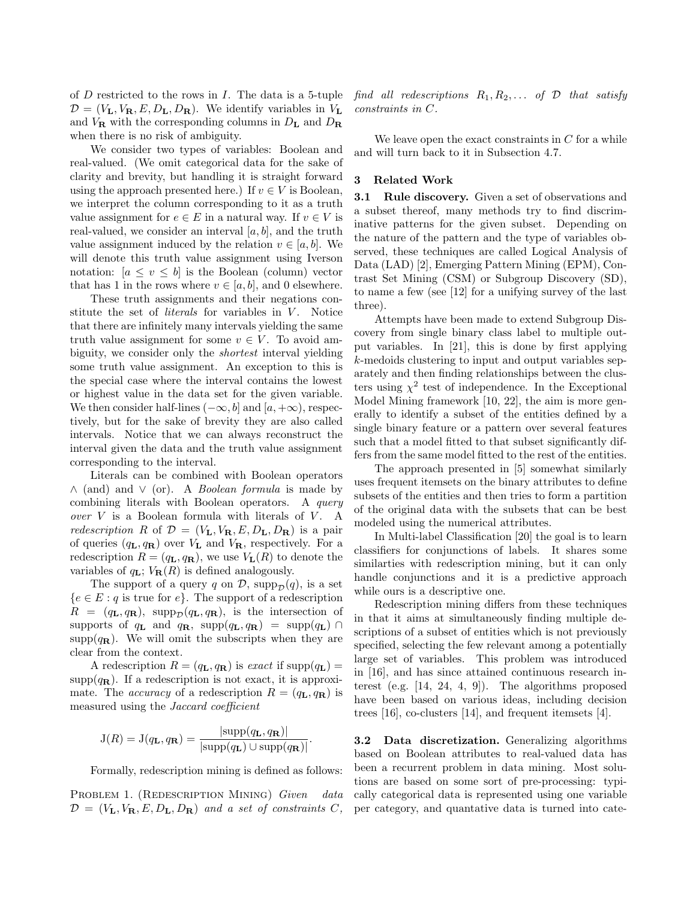of $D$ restricted to the rows in $I$. The data is a 5-tuple $\mathcal{D} = (V_\mathbf{L}, V_\mathbf{R}, E, D_\mathbf{L}, D_\mathbf{R})$. We identify variables in $V_\mathbf{L}$ and $V_\mathbf{R}$ with the corresponding columns in $D_\mathbf{L}$ and $D_\mathbf{R}$ when there is no risk of ambiguity.

We consider two types of variables: Boolean and real-valued. (We omit categorical data for the sake of clarity and brevity, but handling it is straight forward using the approach presented here.) If $v \in V$ is Boolean, we interpret the column corresponding to it as a truth value assignment for $e \in E$ in a natural way. If $v \in V$ is real-valued, we consider an interval $[a, b]$, and the truth value assignment induced by the relation $v \in [a, b]$. We will denote this truth value assignment using Iverson notation: $[a \leq v \leq b]$ is the Boolean (column) vector that has 1 in the rows where $v \in [a, b]$, and 0 elsewhere.

These truth assignments and their negations constitute the set of *literals* for variables in $V$. Notice that there are infinitely many intervals yielding the same truth value assignment for some $v \in V$. To avoid ambiguity, we consider only the *shortest* interval yielding some truth value assignment. An exception to this is the special case where the interval contains the lowest or highest value in the data set for the given variable. We then consider half-lines $(-\infty, b]$ and $[a, +\infty)$, respectively, but for the sake of brevity they are also called intervals. Notice that we can always reconstruct the interval given the data and the truth value assignment corresponding to the interval.

Literals can be combined with Boolean operators $\wedge$ (and) and $\vee$ (or). A *Boolean formula* is made by combining literals with Boolean operators. A *query over* $V$ is a Boolean formula with literals of $V$. A *redescription* $R$ of $\mathcal{D} = (V_\mathbf{L}, V_\mathbf{R}, E, D_\mathbf{L}, D_\mathbf{R})$ is a pair of queries $(q_\mathbf{L}, q_\mathbf{R})$ over $V_\mathbf{L}$ and $V_\mathbf{R}$, respectively. For a redescription $R = (q_\mathbf{L}, q_\mathbf{R})$, we use $V_\mathbf{L}(R)$ to denote the variables of $q_\mathbf{L}$; $V_\mathbf{R}(R)$ is defined analogously.

The support of a query $q$ on $\mathcal{D}$, $\mathrm{supp}_\mathcal{D}(q)$, is a set $\{e \in E : q \text{ is true for } e\}$. The support of a redescription $R = (q_\mathbf{L}, q_\mathbf{R})$, $\mathrm{supp}_\mathcal{D}(q_\mathbf{L}, q_\mathbf{R})$, is the intersection of supports of $q_\mathbf{L}$ and $q_\mathbf{R}$, $\mathrm{supp}(q_\mathbf{L}, q_\mathbf{R}) = \mathrm{supp}(q_\mathbf{L}) \cap \mathrm{supp}(q_\mathbf{R})$. We will omit the subscripts when they are clear from the context.

A redescription $R = (q_\mathbf{L}, q_\mathbf{R})$ is *exact* if $\mathrm{supp}(q_\mathbf{L}) = \mathrm{supp}(q_\mathbf{R})$. If a redescription is not exact, it is approximate. The *accuracy* of a redescription $R = (q_\mathbf{L}, q_\mathbf{R})$ is measured using the *Jaccard coefficient*

$$\mathrm{J}(R) = \mathrm{J}(q_\mathbf{L}, q_\mathbf{R}) = \frac{|\mathrm{supp}(q_\mathbf{L}, q_\mathbf{R})|}{|\mathrm{supp}(q_\mathbf{L}) \cup \mathrm{supp}(q_\mathbf{R})|}.$$

Formally, redescription mining is defined as follows:

Problem 1. (Redescription Mining) *Given data $\mathcal{D} = (V_\mathbf{L}, V_\mathbf{R}, E, D_\mathbf{L}, D_\mathbf{R})$ and a set of constraints $C$, find all redescriptions $R_1, R_2, \ldots$ of $\mathcal{D}$ that satisfy constraints in $C$.*

We leave open the exact constraints in $C$ for a while and will turn back to it in Subsection 4.7.

## 3 Related Work

**3.1 Rule discovery.** Given a set of observations and a subset thereof, many methods try to find discriminative patterns for the given subset. Depending on the nature of the pattern and the type of variables observed, these techniques are called Logical Analysis of Data (LAD) [2], Emerging Pattern Mining (EPM), Contrast Set Mining (CSM) or Subgroup Discovery (SD), to name a few (see [12] for a unifying survey of the last three).

Attempts have been made to extend Subgroup Discovery from single binary class label to multiple output variables. In [21], this is done by first applying $k$-medoids clustering to input and output variables separately and then finding relationships between the clusters using $\chi^2$ test of independence. In the Exceptional Model Mining framework [10, 22], the aim is more generally to identify a subset of the entities defined by a single binary feature or a pattern over several features such that a model fitted to that subset significantly differs from the same model fitted to the rest of the entities.

The approach presented in [5] somewhat similarly uses frequent itemsets on the binary attributes to define subsets of the entities and then tries to form a partition of the original data with the subsets that can be best modeled using the numerical attributes.

In Multi-label Classification [20] the goal is to learn classifiers for conjunctions of labels. It shares some similarties with redescription mining, but it can only handle conjunctions and it is a predictive approach while ours is a descriptive one.

Redescription mining differs from these techniques in that it aims at simultaneously finding multiple descriptions of a subset of entities which is not previously specified, selecting the few relevant among a potentially large set of variables. This problem was introduced in [16], and has since attained continuous research interest (e.g. [14, 24, 4, 9]). The algorithms proposed have been based on various ideas, including decision trees [16], co-clusters [14], and frequent itemsets [4].

**3.2 Data discretization.** Generalizing algorithms based on Boolean attributes to real-valued data has been a recurrent problem in data mining. Most solutions are based on some sort of pre-processing: typically categorical data is represented using one variable per category, and quantative data is turned into cate-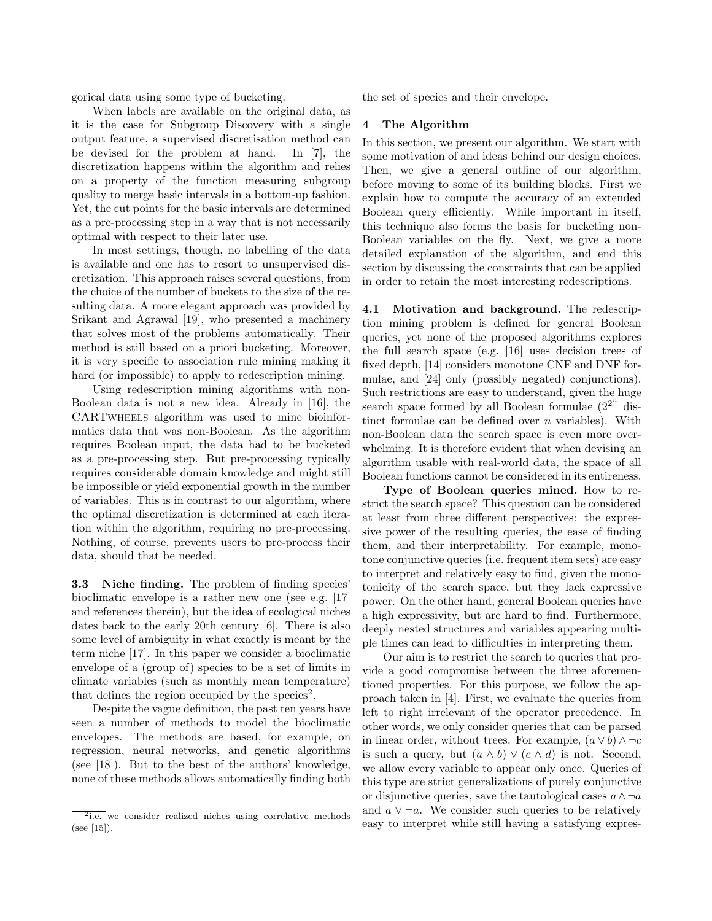gorical data using some type of bucketing.

When labels are available on the original data, as it is the case for Subgroup Discovery with a single output feature, a supervised discretisation method can be devised for the problem at hand. In [7], the discretization happens within the algorithm and relies on a property of the function measuring subgroup quality to merge basic intervals in a bottom-up fashion. Yet, the cut points for the basic intervals are determined as a pre-processing step in a way that is not necessarily optimal with respect to their later use.

In most settings, though, no labelling of the data is available and one has to resort to unsupervised discretization. This approach raises several questions, from the choice of the number of buckets to the size of the resulting data. A more elegant approach was provided by Srikant and Agrawal [19], who presented a machinery that solves most of the problems automatically. Their method is still based on a priori bucketing. Moreover, it is very specific to association rule mining making it hard (or impossible) to apply to redescription mining.

Using redescription mining algorithms with non-Boolean data is not a new idea. Already in [16], the CARTWheels algorithm was used to mine bioinformatics data that was non-Boolean. As the algorithm requires Boolean input, the data had to be bucketed as a pre-processing step. But pre-processing typically requires considerable domain knowledge and might still be impossible or yield exponential growth in the number of variables. This is in contrast to our algorithm, where the optimal discretization is determined at each iteration within the algorithm, requiring no pre-processing. Nothing, of course, prevents users to pre-process their data, should that be needed.

**3.3 Niche finding.** The problem of finding species' bioclimatic envelope is a rather new one (see e.g. [17] and references therein), but the idea of ecological niches dates back to the early 20th century [6]. There is also some level of ambiguity in what exactly is meant by the term niche [17]. In this paper we consider a bioclimatic envelope of a (group of) species to be a set of limits in climate variables (such as monthly mean temperature) that defines the region occupied by the species[2].

Despite the vague definition, the past ten years have seen a number of methods to model the bioclimatic envelopes. The methods are based, for example, on regression, neural networks, and genetic algorithms (see [18]). But to the best of the authors' knowledge, none of these methods allows automatically finding both the set of species and their envelope.

## 4 The Algorithm

In this section, we present our algorithm. We start with some motivation of and ideas behind our design choices. Then, we give a general outline of our algorithm, before moving to some of its building blocks. First we explain how to compute the accuracy of an extended Boolean query efficiently. While important in itself, this technique also forms the basis for bucketing non-Boolean variables on the fly. Next, we give a more detailed explanation of the algorithm, and end this section by discussing the constraints that can be applied in order to retain the most interesting redescriptions.

**4.1 Motivation and background.** The redescription mining problem is defined for general Boolean queries, yet none of the proposed algorithms explores the full search space (e.g. [16] uses decision trees of fixed depth, [14] considers monotone CNF and DNF formulae, and [24] only (possibly negated) conjunctions). Such restrictions are easy to understand, given the huge search space formed by all Boolean formulae ($2^{2^n}$ distinct formulae can be defined over $n$ variables). With non-Boolean data the search space is even more overwhelming. It is therefore evident that when devising an algorithm usable with real-world data, the space of all Boolean functions cannot be considered in its entireness.

**Type of Boolean queries mined.** How to restrict the search space? This question can be considered at least from three different perspectives: the expressive power of the resulting queries, the ease of finding them, and their interpretability. For example, monotone conjunctive queries (i.e. frequent item sets) are easy to interpret and relatively easy to find, given the monotonicity of the search space, but they lack expressive power. On the other hand, general Boolean queries have a high expressivity, but are hard to find. Furthermore, deeply nested structures and variables appearing multiple times can lead to difficulties in interpreting them.

Our aim is to restrict the search to queries that provide a good compromise between the three aforementioned properties. For this purpose, we follow the approach taken in [4]. First, we evaluate the queries from left to right irrelevant of the operator precedence. In other words, we only consider queries that can be parsed in linear order, without trees. For example, $(a \vee b) \wedge \neg c$ is such a query, but $(a \wedge b) \vee (c \wedge d)$ is not. Second, we allow every variable to appear only once. Queries of this type are strict generalizations of purely conjunctive or disjunctive queries, save the tautological cases $a \wedge \neg a$ and $a \vee \neg a$. We consider such queries to be relatively easy to interpret while still having a satisfying expres-

[2] i.e. we consider realized niches using correlative methods (see [15]).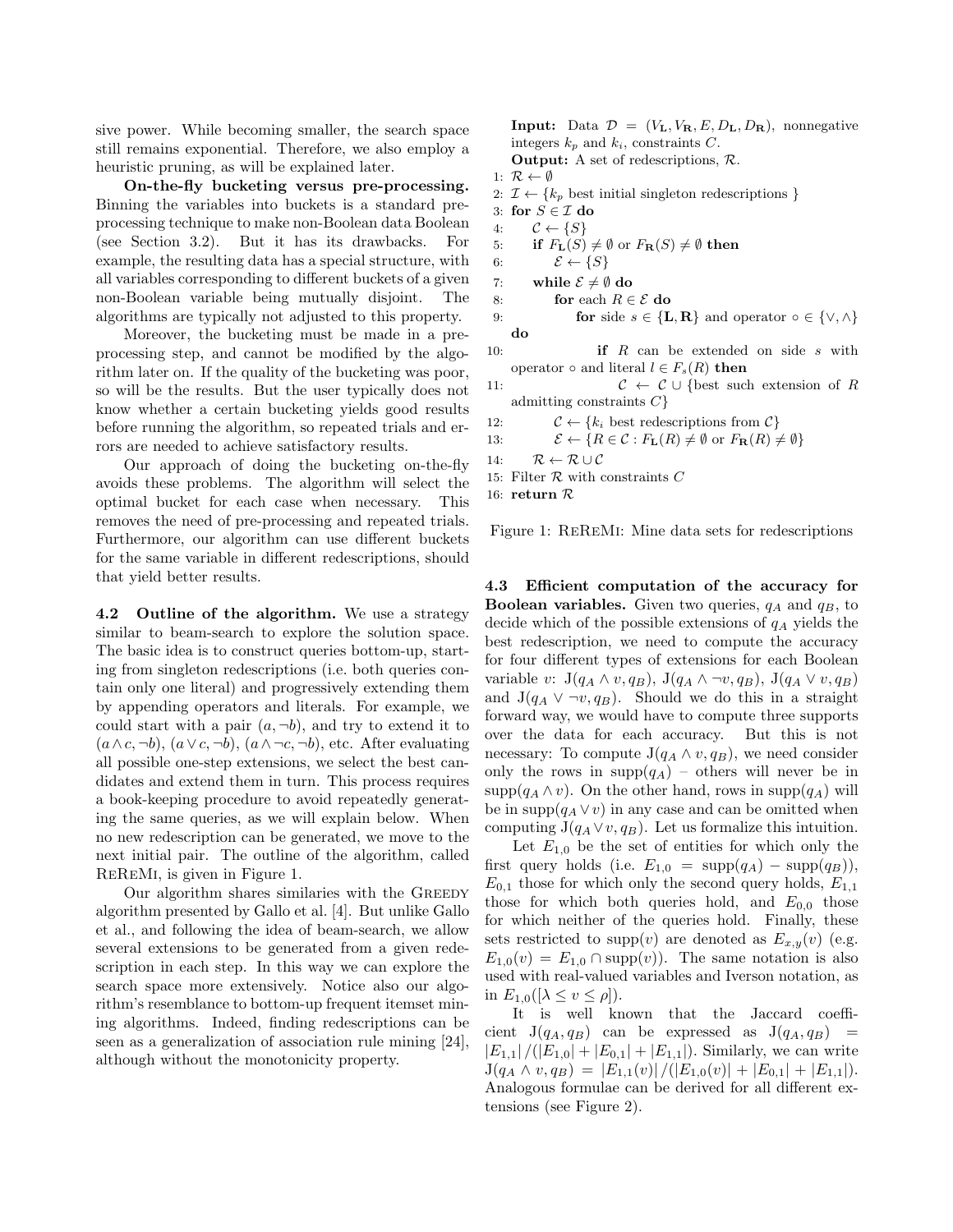sive power. While becoming smaller, the search space still remains exponential. Therefore, we also employ a heuristic pruning, as will be explained later.

**On-the-fly bucketing versus pre-processing.** Binning the variables into buckets is a standard pre-processing technique to make non-Boolean data Boolean (see Section 3.2). But it has its drawbacks. For example, the resulting data has a special structure, with all variables corresponding to different buckets of a given non-Boolean variable being mutually disjoint. The algorithms are typically not adjusted to this property.

Moreover, the bucketing must be made in a pre-processing step, and cannot be modified by the algorithm later on. If the quality of the bucketing was poor, so will be the results. But the user typically does not know whether a certain bucketing yields good results before running the algorithm, so repeated trials and errors are needed to achieve satisfactory results.

Our approach of doing the bucketing on-the-fly avoids these problems. The algorithm will select the optimal bucket for each case when necessary. This removes the need of pre-processing and repeated trials. Furthermore, our algorithm can use different buckets for the same variable in different redescriptions, should that yield better results.

**4.2 Outline of the algorithm.** We use a strategy similar to beam-search to explore the solution space. The basic idea is to construct queries bottom-up, starting from singleton redescriptions (i.e. both queries contain only one literal) and progressively extending them by appending operators and literals. For example, we could start with a pair $(a, \neg b)$, and try to extend it to $(a \wedge c, \neg b)$, $(a \vee c, \neg b)$, $(a \wedge \neg c, \neg b)$, etc. After evaluating all possible one-step extensions, we select the best candidates and extend them in turn. This process requires a book-keeping procedure to avoid repeatedly generating the same queries, as we will explain below. When no new redescription can be generated, we move to the next initial pair. The outline of the algorithm, called ReReMi, is given in Figure 1.

Our algorithm shares similaries with the Greedy algorithm presented by Gallo et al. [4]. But unlike Gallo et al., and following the idea of beam-search, we allow several extensions to be generated from a given redescription in each step. In this way we can explore the search space more extensively. Notice also our algorithm's resemblance to bottom-up frequent itemset mining algorithms. Indeed, finding redescriptions can be seen as a generalization of association rule mining [24], although without the monotonicity property.

**Input:** Data $\mathcal{D} = (V_{\mathbf{L}}, V_{\mathbf{R}}, E, D_{\mathbf{L}}, D_{\mathbf{R}})$, nonnegative integers $k_p$ and $k_i$, constraints $C$.
**Output:** A set of redescriptions, $\mathcal{R}$.

```
1: R ← ∅
2: I ← {k_p best initial singleton redescriptions }
3: for S ∈ I do
4:     C ← {S}
5:     if F_L(S) ≠ ∅ or F_R(S) ≠ ∅ then
6:         E ← {S}
7:     while E ≠ ∅ do
8:         for each R ∈ E do
9:             for side s ∈ {L, R} and operator ∘ ∈ {∨, ∧} do
10:                if R can be extended on side s with operator ∘ and literal l ∈ F_s(R) then
11:                    C ← C ∪ {best such extension of R admitting constraints C}
12:        C ← {k_i best redescriptions from C}
13:        E ← {R ∈ C : F_L(R) ≠ ∅ or F_R(R) ≠ ∅}
14:    R ← R ∪ C
15: Filter R with constraints C
16: return R
```

Figure 1: ReReMi: Mine data sets for redescriptions

**4.3 Efficient computation of the accuracy for Boolean variables.** Given two queries, $q_A$ and $q_B$, to decide which of the possible extensions of $q_A$ yields the best redescription, we need to compute the accuracy for four different types of extensions for each Boolean variable $v$: $\mathrm{J}(q_A \wedge v, q_B)$, $\mathrm{J}(q_A \wedge \neg v, q_B)$, $\mathrm{J}(q_A \vee v, q_B)$ and $\mathrm{J}(q_A \vee \neg v, q_B)$. Should we do this in a straight forward way, we would have to compute three supports over the data for each accuracy. But this is not necessary: To compute $\mathrm{J}(q_A \wedge v, q_B)$, we need consider only the rows in $\mathrm{supp}(q_A)$ – others will never be in $\mathrm{supp}(q_A \wedge v)$. On the other hand, rows in $\mathrm{supp}(q_A)$ will be in $\mathrm{supp}(q_A \vee v)$ in any case and can be omitted when computing $\mathrm{J}(q_A \vee v, q_B)$. Let us formalize this intuition.

Let $E_{1,0}$ be the set of entities for which only the first query holds (i.e. $E_{1,0} = \mathrm{supp}(q_A) - \mathrm{supp}(q_B)$), $E_{0,1}$ those for which only the second query holds, $E_{1,1}$ those for which both queries hold, and $E_{0,0}$ those for which neither of the queries hold. Finally, these sets restricted to $\mathrm{supp}(v)$ are denoted as $E_{x,y}(v)$ (e.g. $E_{1,0}(v) = E_{1,0} \cap \mathrm{supp}(v)$). The same notation is also used with real-valued variables and Iverson notation, as in $E_{1,0}([\lambda \leq v \leq \rho])$.

It is well known that the Jaccard coefficient $\mathrm{J}(q_A, q_B)$ can be expressed as $\mathrm{J}(q_A, q_B) = |E_{1,1}| / (|E_{1,0}| + |E_{0,1}| + |E_{1,1}|)$. Similarly, we can write $\mathrm{J}(q_A \wedge v, q_B) = |E_{1,1}(v)| / (|E_{1,0}(v)| + |E_{0,1}| + |E_{1,1}|)$. Analogous formulae can be derived for all different extensions (see Figure 2).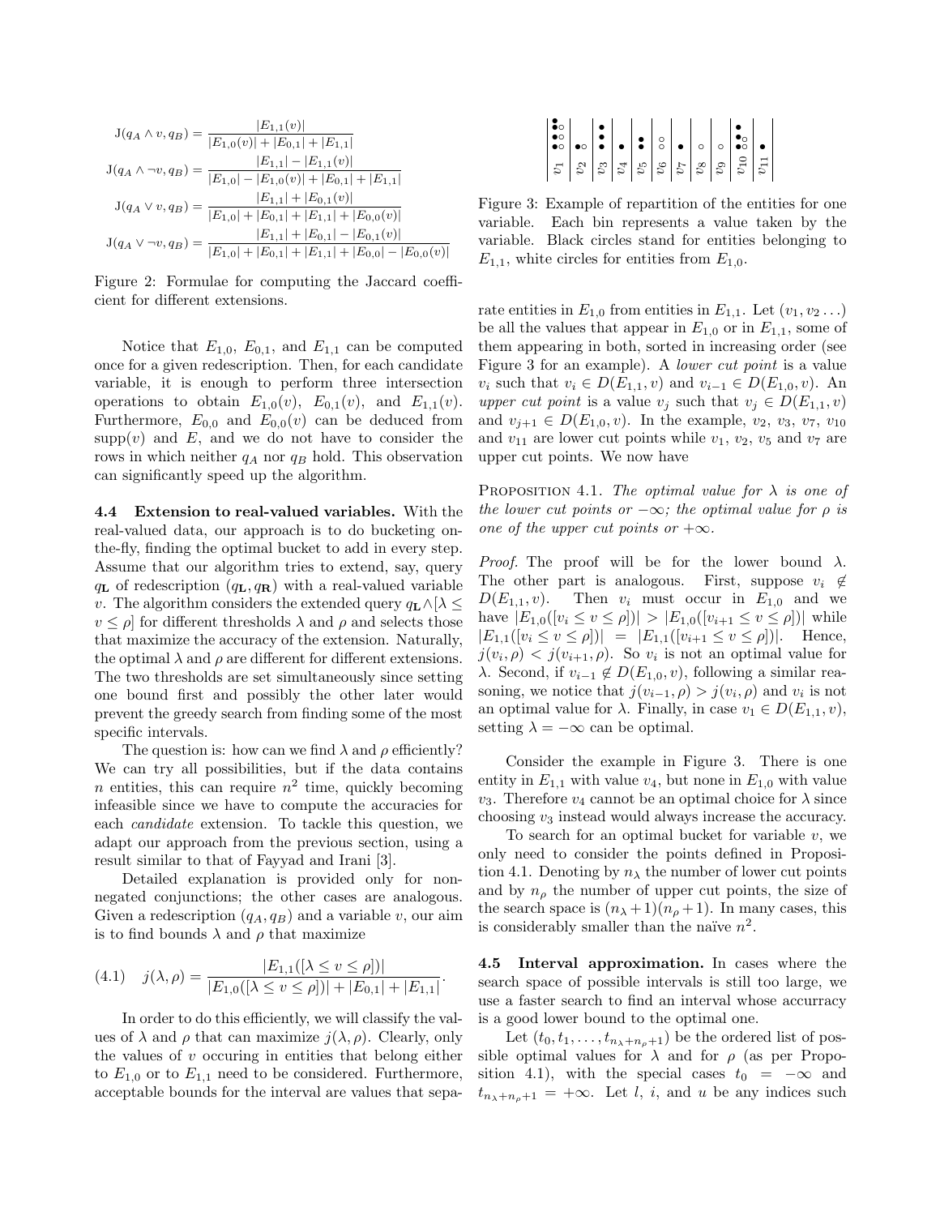$$\mathrm{J}(q_A \wedge v, q_B) = \frac{|E_{1,1}(v)|}{|E_{1,0}(v)| + |E_{0,1}| + |E_{1,1}|}$$

$$\mathrm{J}(q_A \wedge \neg v, q_B) = \frac{|E_{1,1}| - |E_{1,1}(v)|}{|E_{1,0}| - |E_{1,0}(v)| + |E_{0,1}| + |E_{1,1}|}$$

$$\mathrm{J}(q_A \vee v, q_B) = \frac{|E_{1,1}| + |E_{0,1}(v)|}{|E_{1,0}| + |E_{0,1}| + |E_{1,1}| + |E_{0,0}(v)|}$$

$$\mathrm{J}(q_A \vee \neg v, q_B) = \frac{|E_{1,1}| + |E_{0,1}| - |E_{0,1}(v)|}{|E_{1,0}| + |E_{0,1}| + |E_{1,1}| + |E_{0,0}| - |E_{0,0}(v)|}$$

Figure 2: Formulae for computing the Jaccard coefficient for different extensions.

Notice that $E_{1,0}$, $E_{0,1}$, and $E_{1,1}$ can be computed once for a given redescription. Then, for each candidate variable, it is enough to perform three intersection operations to obtain $E_{1,0}(v)$, $E_{0,1}(v)$, and $E_{1,1}(v)$. Furthermore, $E_{0,0}$ and $E_{0,0}(v)$ can be deduced from $\mathrm{supp}(v)$ and $E$, and we do not have to consider the rows in which neither $q_A$ nor $q_B$ hold. This observation can significantly speed up the algorithm.

**4.4 Extension to real-valued variables.** With the real-valued data, our approach is to do bucketing on-the-fly, finding the optimal bucket to add in every step. Assume that our algorithm tries to extend, say, query $q_{\mathbf{L}}$ of redescription $(q_{\mathbf{L}}, q_{\mathbf{R}})$ with a real-valued variable $v$. The algorithm considers the extended query $q_{\mathbf{L}} \wedge [\lambda \leq v \leq \rho]$ for different thresholds $\lambda$ and $\rho$ and selects those that maximize the accuracy of the extension. Naturally, the optimal $\lambda$ and $\rho$ are different for different extensions. The two thresholds are set simultaneously since setting one bound first and possibly the other later would prevent the greedy search from finding some of the most specific intervals.

The question is: how can we find $\lambda$ and $\rho$ efficiently? We can try all possibilities, but if the data contains $n$ entities, this can require $n^2$ time, quickly becoming infeasible since we have to compute the accuracies for each *candidate* extension. To tackle this question, we adapt our approach from the previous section, using a result similar to that of Fayyad and Irani [3].

Detailed explanation is provided only for non-negated conjunctions; the other cases are analogous. Given a redescription $(q_A, q_B)$ and a variable $v$, our aim is to find bounds $\lambda$ and $\rho$ that maximize

$$(4.1) \quad j(\lambda, \rho) = \frac{|E_{1,1}([\lambda \leq v \leq \rho])|}{|E_{1,0}([\lambda \leq v \leq \rho])| + |E_{0,1}| + |E_{1,1}|}.$$

In order to do this efficiently, we will classify the values of $\lambda$ and $\rho$ that can maximize $j(\lambda, \rho)$. Clearly, only the values of $v$ occuring in entities that belong either to $E_{1,0}$ or to $E_{1,1}$ need to be considered. Furthermore, acceptable bounds for the interval are values that separate entities in $E_{1,0}$ from entities in $E_{1,1}$. Let $(v_1, v_2 \ldots)$ be all the values that appear in $E_{1,0}$ or in $E_{1,1}$, some of them appearing in both, sorted in increasing order (see Figure 3 for an example). A *lower cut point* is a value $v_i$ such that $v_i \in D(E_{1,1}, v)$ and $v_{i-1} \in D(E_{1,0}, v)$. An *upper cut point* is a value $v_j$ such that $v_j \in D(E_{1,1}, v)$ and $v_{j+1} \in D(E_{1,0}, v)$. In the example, $v_2$, $v_3$, $v_7$, $v_{10}$ and $v_{11}$ are lower cut points while $v_1$, $v_2$, $v_5$ and $v_7$ are upper cut points. We now have

Figure 3: Example of repartition of the entities for one variable. Each bin represents a value taken by the variable. Black circles stand for entities belonging to $E_{1,1}$, white circles for entities from $E_{1,0}$.

PROPOSITION 4.1. *The optimal value for $\lambda$ is one of the lower cut points or $-\infty$; the optimal value for $\rho$ is one of the upper cut points or $+\infty$.*

*Proof.* The proof will be for the lower bound $\lambda$. The other part is analogous. First, suppose $v_i \notin D(E_{1,1}, v)$. Then $v_i$ must occur in $E_{1,0}$ and we have $|E_{1,0}([v_i \leq v \leq \rho])| > |E_{1,0}([v_{i+1} \leq v \leq \rho])|$ while $|E_{1,1}([v_i \leq v \leq \rho])| = |E_{1,1}([v_{i+1} \leq v \leq \rho])|$. Hence, $j(v_i, \rho) < j(v_{i+1}, \rho)$. So $v_i$ is not an optimal value for $\lambda$. Second, if $v_{i-1} \notin D(E_{1,0}, v)$, following a similar reasoning, we notice that $j(v_{i-1}, \rho) > j(v_i, \rho)$ and $v_i$ is not an optimal value for $\lambda$. Finally, in case $v_1 \in D(E_{1,1}, v)$, setting $\lambda = -\infty$ can be optimal.

Consider the example in Figure 3. There is one entity in $E_{1,1}$ with value $v_4$, but none in $E_{1,0}$ with value $v_3$. Therefore $v_4$ cannot be an optimal choice for $\lambda$ since choosing $v_3$ instead would always increase the accuracy.

To search for an optimal bucket for variable $v$, we only need to consider the points defined in Proposition 4.1. Denoting by $n_\lambda$ the number of lower cut points and by $n_\rho$ the number of upper cut points, the size of the search space is $(n_\lambda + 1)(n_\rho + 1)$. In many cases, this is considerably smaller than the naïve $n^2$.

**4.5 Interval approximation.** In cases where the search space of possible intervals is still too large, we use a faster search to find an interval whose accurracy is a good lower bound to the optimal one.

Let $(t_0, t_1, \ldots, t_{n_\lambda + n_\rho + 1})$ be the ordered list of possible optimal values for $\lambda$ and for $\rho$ (as per Proposition 4.1), with the special cases $t_0 = -\infty$ and $t_{n_\lambda + n_\rho + 1} = +\infty$. Let $l$, $i$, and $u$ be any indices such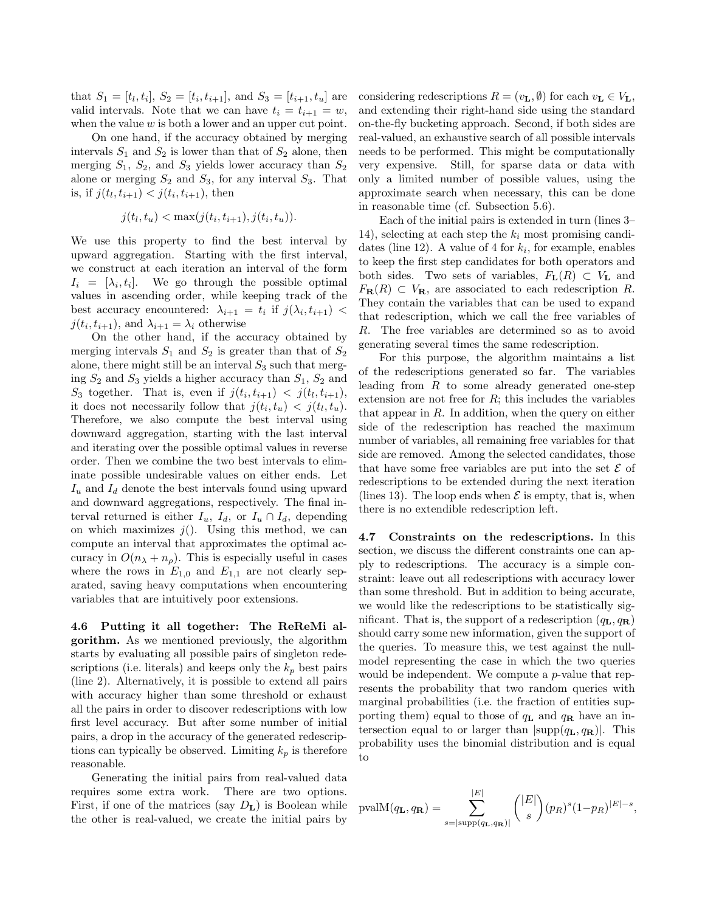that $S_1 = [t_l, t_i]$, $S_2 = [t_i, t_{i+1}]$, and $S_3 = [t_{i+1}, t_u]$ are valid intervals. Note that we can have $t_i = t_{i+1} = w$, when the value $w$ is both a lower and an upper cut point.

On one hand, if the accuracy obtained by merging intervals $S_1$ and $S_2$ is lower than that of $S_2$ alone, then merging $S_1$, $S_2$, and $S_3$ yields lower accuracy than $S_2$ alone or merging $S_2$ and $S_3$, for any interval $S_3$. That is, if $j(t_l, t_{i+1}) < j(t_i, t_{i+1})$, then

$$j(t_l, t_u) < \max(j(t_i, t_{i+1}), j(t_i, t_u)).$$

We use this property to find the best interval by upward aggregation. Starting with the first interval, we construct at each iteration an interval of the form $I_i = [\lambda_i, t_i]$. We go through the possible optimal values in ascending order, while keeping track of the best accuracy encountered: $\lambda_{i+1} = t_i$ if $j(\lambda_i, t_{i+1}) < j(t_i, t_{i+1})$, and $\lambda_{i+1} = \lambda_i$ otherwise

On the other hand, if the accuracy obtained by merging intervals $S_1$ and $S_2$ is greater than that of $S_2$ alone, there might still be an interval $S_3$ such that merging $S_2$ and $S_3$ yields a higher accuracy than $S_1$, $S_2$ and $S_3$ together. That is, even if $j(t_i, t_{i+1}) < j(t_l, t_{i+1})$, it does not necessarily follow that $j(t_i, t_u) < j(t_l, t_u)$. Therefore, we also compute the best interval using downward aggregation, starting with the last interval and iterating over the possible optimal values in reverse order. Then we combine the two best intervals to eliminate possible undesirable values on either ends. Let $I_u$ and $I_d$ denote the best intervals found using upward and downward aggregations, respectively. The final interval returned is either $I_u$, $I_d$, or $I_u \cap I_d$, depending on which maximizes $j()$. Using this method, we can compute an interval that approximates the optimal accuracy in $O(n_\lambda + n_\rho)$. This is especially useful in cases where the rows in $E_{1,0}$ and $E_{1,1}$ are not clearly separated, saving heavy computations when encountering variables that are intuitively poor extensions.

**4.6 Putting it all together: The ReReMi algorithm.** As we mentioned previously, the algorithm starts by evaluating all possible pairs of singleton redescriptions (i.e. literals) and keeps only the $k_p$ best pairs (line 2). Alternatively, it is possible to extend all pairs with accuracy higher than some threshold or exhaust all the pairs in order to discover redescriptions with low first level accuracy. But after some number of initial pairs, a drop in the accuracy of the generated redescriptions can typically be observed. Limiting $k_p$ is therefore reasonable.

Generating the initial pairs from real-valued data requires some extra work. There are two options. First, if one of the matrices (say $D_\mathbf{L}$) is Boolean while the other is real-valued, we create the initial pairs by considering redescriptions $R = (v_\mathbf{L}, \emptyset)$ for each $v_\mathbf{L} \in V_\mathbf{L}$, and extending their right-hand side using the standard on-the-fly bucketing approach. Second, if both sides are real-valued, an exhaustive search of all possible intervals needs to be performed. This might be computationally very expensive. Still, for sparse data or data with only a limited number of possible values, using the approximate search when necessary, this can be done in reasonable time (cf. Subsection 5.6).

Each of the initial pairs is extended in turn (lines 3–14), selecting at each step the $k_i$ most promising candidates (line 12). A value of 4 for $k_i$, for example, enables to keep the first step candidates for both operators and both sides. Two sets of variables, $F_\mathbf{L}(R) \subset V_\mathbf{L}$ and $F_\mathbf{R}(R) \subset V_\mathbf{R}$, are associated to each redescription $R$. They contain the variables that can be used to expand that redescription, which we call the free variables of $R$. The free variables are determined so as to avoid generating several times the same redescription.

For this purpose, the algorithm maintains a list of the redescriptions generated so far. The variables leading from $R$ to some already generated one-step extension are not free for $R$; this includes the variables that appear in $R$. In addition, when the query on either side of the redescription has reached the maximum number of variables, all remaining free variables for that side are removed. Among the selected candidates, those that have some free variables are put into the set $\mathcal{E}$ of redescriptions to be extended during the next iteration (lines 13). The loop ends when $\mathcal{E}$ is empty, that is, when there is no extendible redescription left.

**4.7 Constraints on the redescriptions.** In this section, we discuss the different constraints one can apply to redescriptions. The accuracy is a simple constraint: leave out all redescriptions with accuracy lower than some threshold. But in addition to being accurate, we would like the redescriptions to be statistically significant. That is, the support of a redescription $(q_\mathbf{L}, q_\mathbf{R})$ should carry some new information, given the support of the queries. To measure this, we test against the null-model representing the case in which the two queries would be independent. We compute a $p$-value that represents the probability that two random queries with marginal probabilities (i.e. the fraction of entities supporting them) equal to those of $q_\mathbf{L}$ and $q_\mathbf{R}$ have an intersection equal to or larger than $|\mathrm{supp}(q_\mathbf{L}, q_\mathbf{R})|$. This probability uses the binomial distribution and is equal to

$$\mathrm{pvalM}(q_\mathbf{L}, q_\mathbf{R}) = \sum_{s=|\mathrm{supp}(q_\mathbf{L}, q_\mathbf{R})|}^{|E|} \binom{|E|}{s} (p_R)^s (1-p_R)^{|E|-s},$$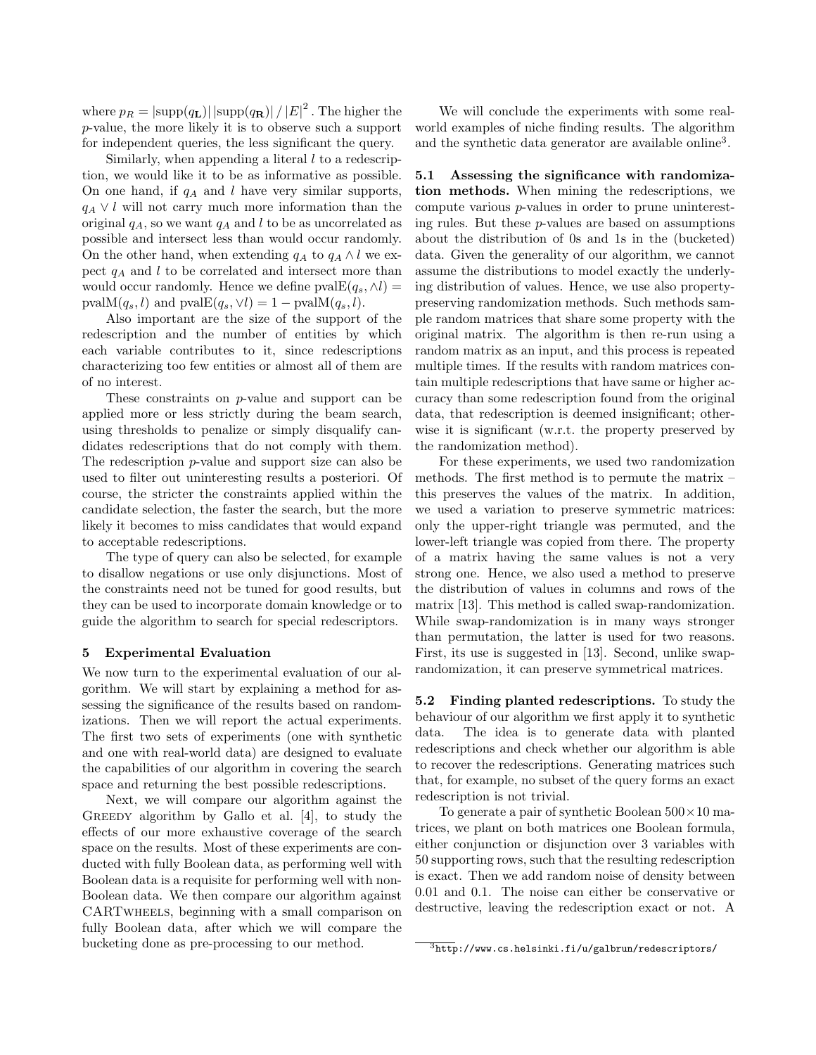where $p_R = |\text{supp}(q_\mathbf{L})|\,|\text{supp}(q_\mathbf{R})| \,/\, |E|^2$. The higher the $p$-value, the more likely it is to observe such a support for independent queries, the less significant the query.

Similarly, when appending a literal $l$ to a redescription, we would like it to be as informative as possible. On one hand, if $q_A$ and $l$ have very similar supports, $q_A \vee l$ will not carry much more information than the original $q_A$, so we want $q_A$ and $l$ to be as uncorrelated as possible and intersect less than would occur randomly. On the other hand, when extending $q_A$ to $q_A \wedge l$ we expect $q_A$ and $l$ to be correlated and intersect more than would occur randomly. Hence we define $\text{pvalE}(q_s, \wedge l) = \text{pvalM}(q_s, l)$ and $\text{pvalE}(q_s, \vee l) = 1 - \text{pvalM}(q_s, l)$.

Also important are the size of the support of the redescription and the number of entities by which each variable contributes to it, since redescriptions characterizing too few entities or almost all of them are of no interest.

These constraints on $p$-value and support can be applied more or less strictly during the beam search, using thresholds to penalize or simply disqualify candidates redescriptions that do not comply with them. The redescription $p$-value and support size can also be used to filter out uninteresting results a posteriori. Of course, the stricter the constraints applied within the candidate selection, the faster the search, but the more likely it becomes to miss candidates that would expand to acceptable redescriptions.

The type of query can also be selected, for example to disallow negations or use only disjunctions. Most of the constraints need not be tuned for good results, but they can be used to incorporate domain knowledge or to guide the algorithm to search for special redescriptors.

## 5 Experimental Evaluation

We now turn to the experimental evaluation of our algorithm. We will start by explaining a method for assessing the significance of the results based on randomizations. Then we will report the actual experiments. The first two sets of experiments (one with synthetic and one with real-world data) are designed to evaluate the capabilities of our algorithm in covering the search space and returning the best possible redescriptions.

Next, we will compare our algorithm against the Greedy algorithm by Gallo et al. [4], to study the effects of our more exhaustive coverage of the search space on the results. Most of these experiments are conducted with fully Boolean data, as performing well with Boolean data is a requisite for performing well with non-Boolean data. We then compare our algorithm against CARTwheels, beginning with a small comparison on fully Boolean data, after which we will compare the bucketing done as pre-processing to our method.

We will conclude the experiments with some real-world examples of niche finding results. The algorithm and the synthetic data generator are available online[3].

**5.1 Assessing the significance with randomization methods.** When mining the redescriptions, we compute various $p$-values in order to prune uninteresting rules. But these $p$-values are based on assumptions about the distribution of 0s and 1s in the (bucketed) data. Given the generality of our algorithm, we cannot assume the distributions to model exactly the underlying distribution of values. Hence, we use also property-preserving randomization methods. Such methods sample random matrices that share some property with the original matrix. The algorithm is then re-run using a random matrix as an input, and this process is repeated multiple times. If the results with random matrices contain multiple redescriptions that have same or higher accuracy than some redescription found from the original data, that redescription is deemed insignificant; otherwise it is significant (w.r.t. the property preserved by the randomization method).

For these experiments, we used two randomization methods. The first method is to permute the matrix – this preserves the values of the matrix. In addition, we used a variation to preserve symmetric matrices: only the upper-right triangle was permuted, and the lower-left triangle was copied from there. The property of a matrix having the same values is not a very strong one. Hence, we also used a method to preserve the distribution of values in columns and rows of the matrix [13]. This method is called swap-randomization. While swap-randomization is in many ways stronger than permutation, the latter is used for two reasons. First, its use is suggested in [13]. Second, unlike swap-randomization, it can preserve symmetrical matrices.

**5.2 Finding planted redescriptions.** To study the behaviour of our algorithm we first apply it to synthetic data. The idea is to generate data with planted redescriptions and check whether our algorithm is able to recover the redescriptions. Generating matrices such that, for example, no subset of the query forms an exact redescription is not trivial.

To generate a pair of synthetic Boolean $500 \times 10$ matrices, we plant on both matrices one Boolean formula, either conjunction or disjunction over 3 variables with 50 supporting rows, such that the resulting redescription is exact. Then we add random noise of density between 0.01 and 0.1. The noise can either be conservative or destructive, leaving the redescription exact or not. A

[3] http://www.cs.helsinki.fi/u/galbrun/redescriptors/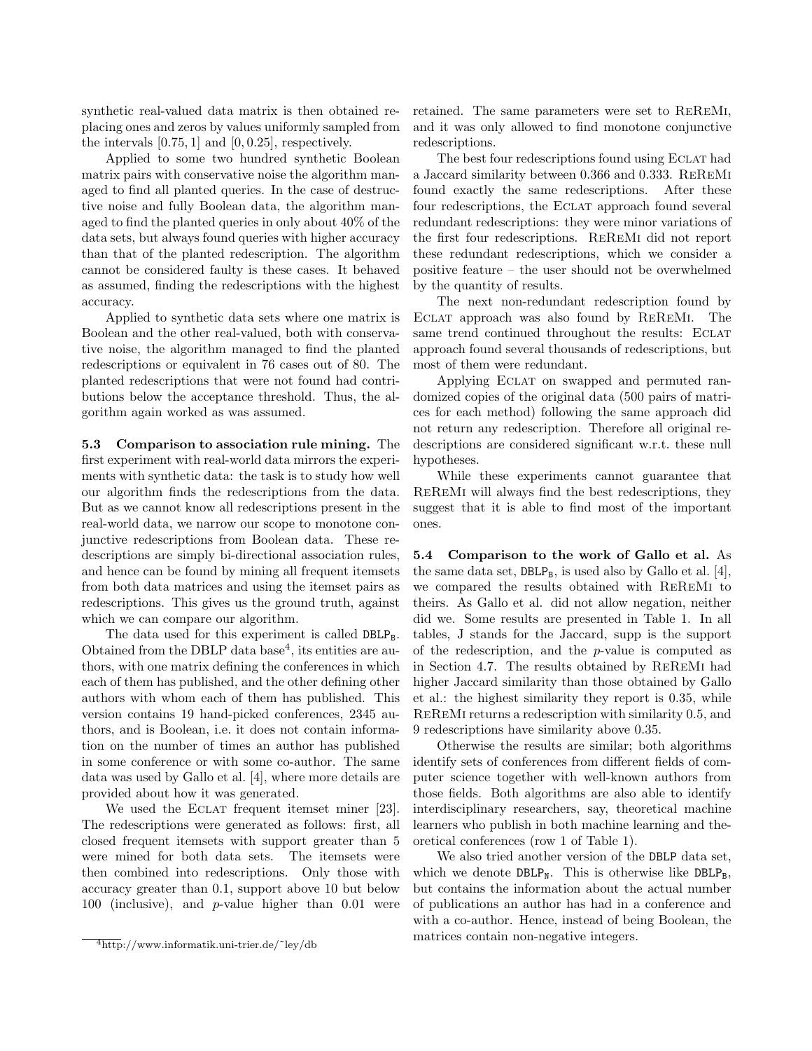synthetic real-valued data matrix is then obtained replacing ones and zeros by values uniformly sampled from the intervals $[0.75, 1]$ and $[0, 0.25]$, respectively.

Applied to some two hundred synthetic Boolean matrix pairs with conservative noise the algorithm managed to find all planted queries. In the case of destructive noise and fully Boolean data, the algorithm managed to find the planted queries in only about 40% of the data sets, but always found queries with higher accuracy than that of the planted redescription. The algorithm cannot be considered faulty is these cases. It behaved as assumed, finding the redescriptions with the highest accuracy.

Applied to synthetic data sets where one matrix is Boolean and the other real-valued, both with conservative noise, the algorithm managed to find the planted redescriptions or equivalent in 76 cases out of 80. The planted redescriptions that were not found had contributions below the acceptance threshold. Thus, the algorithm again worked as was assumed.

**5.3 Comparison to association rule mining.** The first experiment with real-world data mirrors the experiments with synthetic data: the task is to study how well our algorithm finds the redescriptions from the data. But as we cannot know all redescriptions present in the real-world data, we narrow our scope to monotone conjunctive redescriptions from Boolean data. These redescriptions are simply bi-directional association rules, and hence can be found by mining all frequent itemsets from both data matrices and using the itemset pairs as redescriptions. This gives us the ground truth, against which we can compare our algorithm.

The data used for this experiment is called $\texttt{DBLP}_\texttt{B}$. Obtained from the DBLP data base[4], its entities are authors, with one matrix defining the conferences in which each of them has published, and the other defining other authors with whom each of them has published. This version contains 19 hand-picked conferences, 2345 authors, and is Boolean, i.e. it does not contain information on the number of times an author has published in some conference or with some co-author. The same data was used by Gallo et al. [4], where more details are provided about how it was generated.

We used the ECLAT frequent itemset miner [23]. The redescriptions were generated as follows: first, all closed frequent itemsets with support greater than 5 were mined for both data sets. The itemsets were then combined into redescriptions. Only those with accuracy greater than 0.1, support above 10 but below 100 (inclusive), and $p$-value higher than 0.01 were retained. The same parameters were set to ReReMi, and it was only allowed to find monotone conjunctive redescriptions.

The best four redescriptions found using ECLAT had a Jaccard similarity between 0.366 and 0.333. ReReMi found exactly the same redescriptions. After these four redescriptions, the ECLAT approach found several redundant redescriptions: they were minor variations of the first four redescriptions. ReReMi did not report these redundant redescriptions, which we consider a positive feature – the user should not be overwhelmed by the quantity of results.

The next non-redundant redescription found by ECLAT approach was also found by ReReMi. The same trend continued throughout the results: ECLAT approach found several thousands of redescriptions, but most of them were redundant.

Applying ECLAT on swapped and permuted randomized copies of the original data (500 pairs of matrices for each method) following the same approach did not return any redescription. Therefore all original redescriptions are considered significant w.r.t. these null hypotheses.

While these experiments cannot guarantee that ReReMi will always find the best redescriptions, they suggest that it is able to find most of the important ones.

**5.4 Comparison to the work of Gallo et al.** As the same data set, $\texttt{DBLP}_\texttt{B}$, is used also by Gallo et al. [4], we compared the results obtained with ReReMi to theirs. As Gallo et al. did not allow negation, neither did we. Some results are presented in Table 1. In all tables, J stands for the Jaccard, supp is the support of the redescription, and the $p$-value is computed as in Section 4.7. The results obtained by ReReMi had higher Jaccard similarity than those obtained by Gallo et al.: the highest similarity they report is 0.35, while ReReMi returns a redescription with similarity 0.5, and 9 redescriptions have similarity above 0.35.

Otherwise the results are similar; both algorithms identify sets of conferences from different fields of computer science together with well-known authors from those fields. Both algorithms are also able to identify interdisciplinary researchers, say, theoretical machine learners who publish in both machine learning and theoretical conferences (row 1 of Table 1).

We also tried another version of the DBLP data set, which we denote $\texttt{DBLP}_\texttt{N}$. This is otherwise like $\texttt{DBLP}_\texttt{B}$, but contains the information about the actual number of publications an author has had in a conference and with a co-author. Hence, instead of being Boolean, the matrices contain non-negative integers.

[4] http://www.informatik.uni-trier.de/~ley/db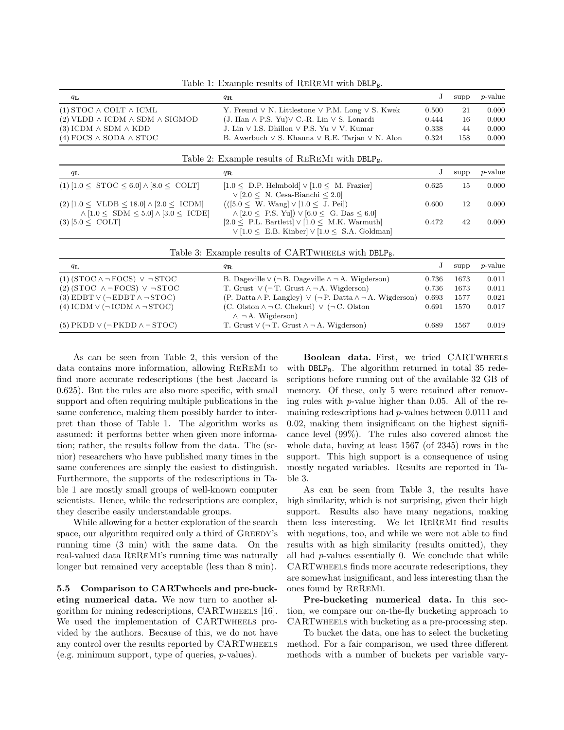Table 1: Example results of ReReMi with $\texttt{DBLP}_\texttt{B}$.

| $q_\mathbf{L}$ | $q_\mathbf{R}$ | J | supp | $p$-value |
|---|---|---|---|---|
| (1) STOC $\wedge$ COLT $\wedge$ ICML | Y. Freund $\vee$ N. Littlestone $\vee$ P.M. Long $\vee$ S. Kwek | 0.500 | 21 | 0.000 |
| (2) VLDB $\wedge$ ICDM $\wedge$ SDM $\wedge$ SIGMOD | (J. Han $\wedge$ P.S. Yu)$\vee$ C.-R. Lin $\vee$ S. Lonardi | 0.444 | 16 | 0.000 |
| (3) ICDM $\wedge$ SDM $\wedge$ KDD | J. Lin $\vee$ I.S. Dhillon $\vee$ P.S. Yu $\vee$ V. Kumar | 0.338 | 44 | 0.000 |
| (4) FOCS $\wedge$ SODA $\wedge$ STOC | B. Awerbuch $\vee$ S. Khanna $\vee$ R.E. Tarjan $\vee$ N. Alon | 0.324 | 158 | 0.000 |

Table 2: Example results of ReReMi with $\texttt{DBLP}_\texttt{N}$.

| $q_\mathbf{L}$ | $q_\mathbf{R}$ | J | supp | $p$-value |
|---|---|---|---|---|
| (1) $[1.0 \leq$ STOC $\leq 6.0] \wedge [8.0 \leq$ COLT$]$ | $[1.0 \leq$ D.P. Helmbold$] \vee [1.0 \leq$ M. Frazier$] \vee [2.0 \leq$ N. Cesa-Bianchi $\leq 2.0]$ | 0.625 | 15 | 0.000 |
| (2) $[1.0 \leq$ VLDB $\leq 18.0] \wedge [2.0 \leq$ ICDM$] \wedge [1.0 \leq$ SDM $\leq 5.0] \wedge [3.0 \leq$ ICDE$]$ | $(([5.0 \leq$ W. Wang$] \vee [1.0 \leq$ J. Pei$]) \wedge [2.0 \leq$ P.S. Yu$]) \vee [6.0 \leq$ G. Das $\leq 6.0]$ | 0.600 | 12 | 0.000 |
| (3) $[5.0 \leq$ COLT$]$ | $[2.0 \leq$ P.L. Bartlett$] \vee [1.0 \leq$ M.K. Warmuth$] \vee [1.0 \leq$ E.B. Kinber$] \vee [1.0 \leq$ S.A. Goldman$]$ | 0.472 | 42 | 0.000 |

Table 3: Example results of CARTwheels with $\texttt{DBLP}_\texttt{B}$.

| $q_\mathbf{L}$ | $q_\mathbf{R}$ | J | supp | $p$-value |
|---|---|---|---|---|
| (1) (STOC $\wedge \neg$ FOCS) $\vee \neg$ STOC | B. Dageville $\vee$ ($\neg$ B. Dageville $\wedge \neg$ A. Wigderson) | 0.736 | 1673 | 0.011 |
| (2) (STOC $\wedge \neg$ FOCS) $\vee \neg$ STOC | T. Grust $\vee$ ($\neg$ T. Grust $\wedge \neg$ A. Wigderson) | 0.736 | 1673 | 0.011 |
| (3) EDBT $\vee$ ($\neg$ EDBT $\wedge \neg$ STOC) | (P. Datta $\wedge$ P. Langley) $\vee$ ($\neg$ P. Datta $\wedge \neg$ A. Wigderson) | 0.693 | 1577 | 0.021 |
| (4) ICDM $\vee$ ($\neg$ ICDM $\wedge \neg$ STOC) | (C. Olston $\wedge \neg$ C. Chekuri) $\vee$ ($\neg$ C. Olston $\wedge \neg$ A. Wigderson) | 0.691 | 1570 | 0.017 |
| (5) PKDD $\vee$ ($\neg$ PKDD $\wedge \neg$ STOC) | T. Grust $\vee$ ($\neg$ T. Grust $\wedge \neg$ A. Wigderson) | 0.689 | 1567 | 0.019 |

As can be seen from Table 2, this version of the data contains more information, allowing ReReMi to find more accurate redescriptions (the best Jaccard is 0.625). But the rules are also more specific, with small support and often requiring multiple publications in the same conference, making them possibly harder to interpret than those of Table 1. The algorithm works as assumed: it performs better when given more information; rather, the results follow from the data. The (senior) researchers who have published many times in the same conferences are simply the easiest to distinguish. Furthermore, the supports of the redescriptions in Table 1 are mostly small groups of well-known computer scientists. Hence, while the redescriptions are complex, they describe easily understandable groups.

While allowing for a better exploration of the search space, our algorithm required only a third of Greedy's running time (3 min) with the same data. On the real-valued data ReReMi's running time was naturally longer but remained very acceptable (less than 8 min).

**5.5 Comparison to CARTwheels and pre-bucketing numerical data.** We now turn to another algorithm for mining redescriptions, CARTwheels [16]. We used the implementation of CARTwheels provided by the authors. Because of this, we do not have any control over the results reported by CARTwheels (e.g. minimum support, type of queries, $p$-values).

**Boolean data.** First, we tried CARTwheels with $\texttt{DBLP}_\texttt{B}$. The algorithm returned in total 35 redescriptions before running out of the available 32 GB of memory. Of these, only 5 were retained after removing rules with $p$-value higher than 0.05. All of the remaining redescriptions had $p$-values between 0.0111 and 0.02, making them insignificant on the highest significance level (99%). The rules also covered almost the whole data, having at least 1567 (of 2345) rows in the support. This high support is a consequence of using mostly negated variables. Results are reported in Table 3.

As can be seen from Table 3, the results have high similarity, which is not surprising, given their high support. Results also have many negations, making them less interesting. We let ReReMi find results with negations, too, and while we were not able to find results with as high similarity (results omitted), they all had $p$-values essentially 0. We conclude that while CARTwheels finds more accurate redescriptions, they are somewhat insignificant, and less interesting than the ones found by ReReMi.

**Pre-bucketing numerical data.** In this section, we compare our on-the-fly bucketing approach to CARTwheels with bucketing as a pre-processing step.

To bucket the data, one has to select the bucketing method. For a fair comparison, we used three different methods with a number of buckets per variable vary-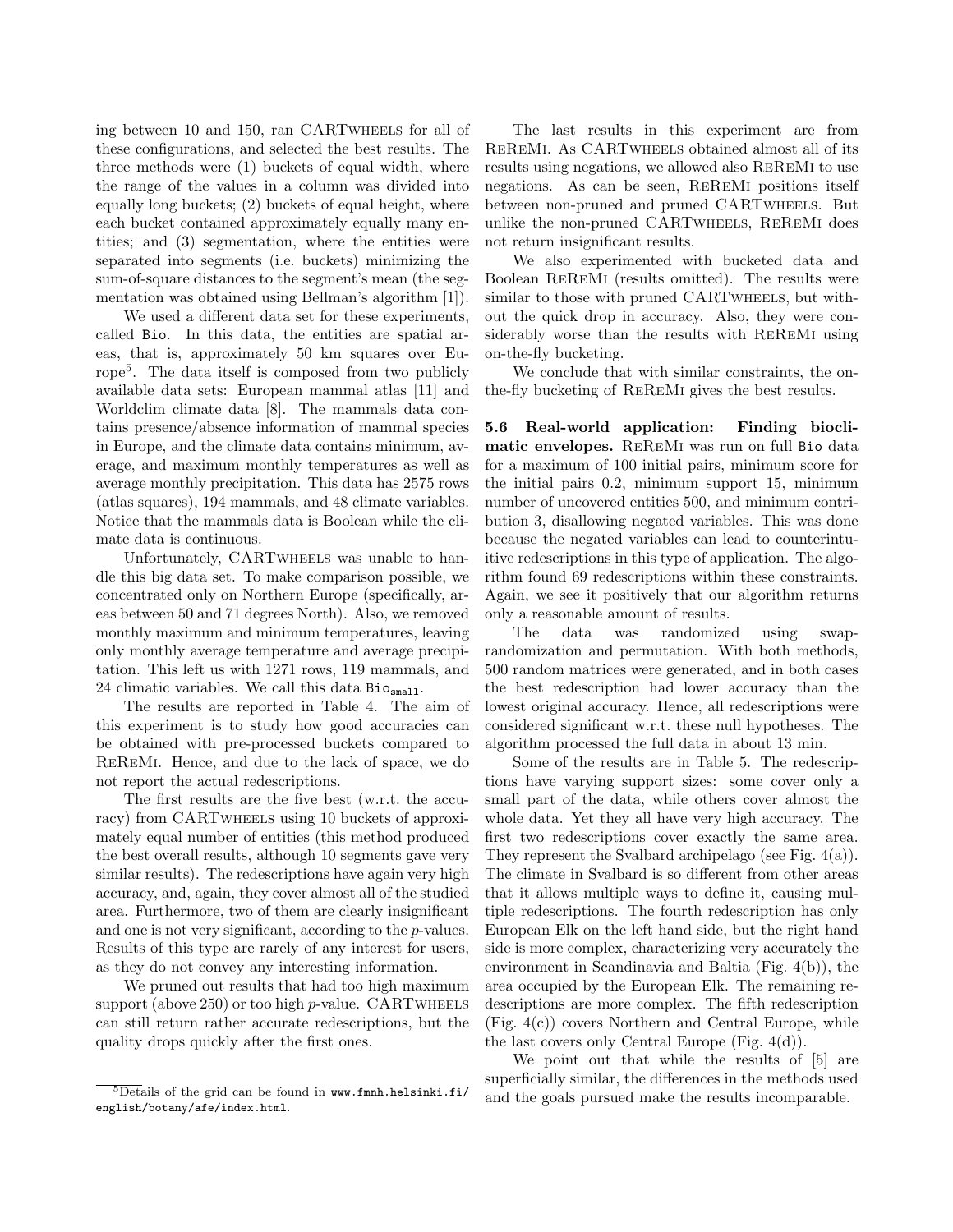ing between 10 and 150, ran CARTwheels for all of these configurations, and selected the best results. The three methods were (1) buckets of equal width, where the range of the values in a column was divided into equally long buckets; (2) buckets of equal height, where each bucket contained approximately equally many entities; and (3) segmentation, where the entities were separated into segments (i.e. buckets) minimizing the sum-of-square distances to the segment's mean (the segmentation was obtained using Bellman's algorithm [1]).

We used a different data set for these experiments, called Bio. In this data, the entities are spatial areas, that is, approximately 50 km squares over Europe[5]. The data itself is composed from two publicly available data sets: European mammal atlas [11] and Worldclim climate data [8]. The mammals data contains presence/absence information of mammal species in Europe, and the climate data contains minimum, average, and maximum monthly temperatures as well as average monthly precipitation. This data has 2575 rows (atlas squares), 194 mammals, and 48 climate variables. Notice that the mammals data is Boolean while the climate data is continuous.

Unfortunately, CARTwheels was unable to handle this big data set. To make comparison possible, we concentrated only on Northern Europe (specifically, areas between 50 and 71 degrees North). Also, we removed monthly maximum and minimum temperatures, leaving only monthly average temperature and average precipitation. This left us with 1271 rows, 119 mammals, and 24 climatic variables. We call this data $\text{Bio}_{\text{small}}$.

The results are reported in Table 4. The aim of this experiment is to study how good accuracies can be obtained with pre-processed buckets compared to ReReMi. Hence, and due to the lack of space, we do not report the actual redescriptions.

The first results are the five best (w.r.t. the accuracy) from CARTwheels using 10 buckets of approximately equal number of entities (this method produced the best overall results, although 10 segments gave very similar results). The redescriptions have again very high accuracy, and, again, they cover almost all of the studied area. Furthermore, two of them are clearly insignificant and one is not very significant, according to the $p$-values. Results of this type are rarely of any interest for users, as they do not convey any interesting information.

We pruned out results that had too high maximum support (above 250) or too high $p$-value. CARTwheels can still return rather accurate redescriptions, but the quality drops quickly after the first ones.

The last results in this experiment are from ReReMi. As CARTwheels obtained almost all of its results using negations, we allowed also ReReMi to use negations. As can be seen, ReReMi positions itself between non-pruned and pruned CARTwheels. But unlike the non-pruned CARTwheels, ReReMi does not return insignificant results.

We also experimented with bucketed data and Boolean ReReMi (results omitted). The results were similar to those with pruned CARTwheels, but without the quick drop in accuracy. Also, they were considerably worse than the results with ReReMi using on-the-fly bucketing.

We conclude that with similar constraints, the on-the-fly bucketing of ReReMi gives the best results.

**5.6 Real-world application: Finding bioclimatic envelopes.** ReReMi was run on full Bio data for a maximum of 100 initial pairs, minimum score for the initial pairs 0.2, minimum support 15, minimum number of uncovered entities 500, and minimum contribution 3, disallowing negated variables. This was done because the negated variables can lead to counterintuitive redescriptions in this type of application. The algorithm found 69 redescriptions within these constraints. Again, we see it positively that our algorithm returns only a reasonable amount of results.

The data was randomized using swap-randomization and permutation. With both methods, 500 random matrices were generated, and in both cases the best redescription had lower accuracy than the lowest original accuracy. Hence, all redescriptions were considered significant w.r.t. these null hypotheses. The algorithm processed the full data in about 13 min.

Some of the results are in Table 5. The redescriptions have varying support sizes: some cover only a small part of the data, while others cover almost the whole data. Yet they all have very high accuracy. The first two redescriptions cover exactly the same area. They represent the Svalbard archipelago (see Fig. 4(a)). The climate in Svalbard is so different from other areas that it allows multiple ways to define it, causing multiple redescriptions. The fourth redescription has only European Elk on the left hand side, but the right hand side is more complex, characterizing very accurately the environment in Scandinavia and Baltia (Fig. 4(b)), the area occupied by the European Elk. The remaining redescriptions are more complex. The fifth redescription (Fig. 4(c)) covers Northern and Central Europe, while the last covers only Central Europe (Fig. 4(d)).

We point out that while the results of [5] are superficially similar, the differences in the methods used and the goals pursued make the results incomparable.

[5]Details of the grid can be found in www.fmnh.helsinki.fi/english/botany/afe/index.html.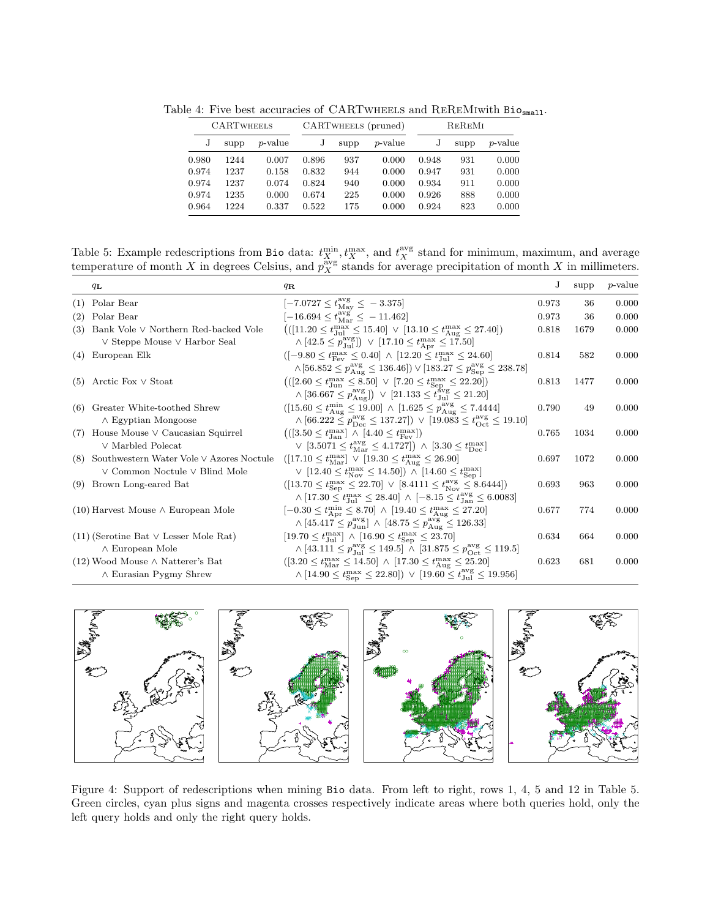Table 4: Five best accuracies of CARTWHEELS and REREMI with $\texttt{Bio}_{\texttt{small}}$.

| CARTWHEELS | | | CARTWHEELS (pruned) | | | REREMI | | |
|---|---|---|---|---|---|---|---|---|
| J | supp | $p$-value | J | supp | $p$-value | J | supp | $p$-value |
| 0.980 | 1244 | 0.007 | 0.896 | 937 | 0.000 | 0.948 | 931 | 0.000 |
| 0.974 | 1237 | 0.158 | 0.832 | 944 | 0.000 | 0.947 | 931 | 0.000 |
| 0.974 | 1237 | 0.074 | 0.824 | 940 | 0.000 | 0.934 | 911 | 0.000 |
| 0.974 | 1235 | 0.000 | 0.674 | 225 | 0.000 | 0.926 | 888 | 0.000 |
| 0.964 | 1224 | 0.337 | 0.522 | 175 | 0.000 | 0.924 | 823 | 0.000 |

Table 5: Example redescriptions from Bio data: $t_X^{\min}$, $t_X^{\max}$, and $t_X^{\text{avg}}$ stand for minimum, maximum, and average temperature of month $X$ in degrees Celsius, and $p_X^{\text{avg}}$ stands for average precipitation of month $X$ in millimeters.

| | $q_{\mathbf{L}}$ | $q_{\mathbf{R}}$ | J | supp | $p$-value |
|---|---|---|---|---|---|
| (1) | Polar Bear | $[-7.0727 \le t_{\text{May}}^{\text{avg}} \le -3.375]$ | 0.973 | 36 | 0.000 |
| (2) | Polar Bear | $[-16.694 \le t_{\text{Mar}}^{\text{avg}} \le -11.462]$ | 0.973 | 36 | 0.000 |
| (3) | Bank Vole $\vee$ Northern Red-backed Vole $\vee$ Steppe Mouse $\vee$ Harbor Seal | $(([11.20 \le t_{\text{Jul}}^{\max} \le 15.40] \vee [13.10 \le t_{\text{Aug}}^{\max} \le 27.40]) \wedge [42.5 \le p_{\text{Jul}}^{\text{avg}}]) \vee [17.10 \le t_{\text{Apr}}^{\max} \le 17.50]$ | 0.818 | 1679 | 0.000 |
| (4) | European Elk | $([-9.80 \le t_{\text{Fev}}^{\max} \le 0.40] \wedge [12.20 \le t_{\text{Jul}}^{\max} \le 24.60] \wedge [56.852 \le p_{\text{Aug}}^{\text{avg}} \le 136.46]) \vee [183.27 \le p_{\text{Sep}}^{\text{avg}} \le 238.78]$ | 0.814 | 582 | 0.000 |
| (5) | Arctic Fox $\vee$ Stoat | $(([2.60 \le t_{\text{Jun}}^{\max} \le 8.50] \vee [7.20 \le t_{\text{Sep}}^{\max} \le 22.20]) \wedge [36.667 \le p_{\text{Aug}}^{\text{avg}}]) \vee [21.133 \le t_{\text{Jul}}^{\text{avg}} \le 21.20]$ | 0.813 | 1477 | 0.000 |
| (6) | Greater White-toothed Shrew $\wedge$ Egyptian Mongoose | $([15.60 \le t_{\text{Aug}}^{\min} \le 19.00] \wedge [1.625 \le p_{\text{Aug}}^{\text{avg}} \le 7.4444] \wedge [66.222 \le p_{\text{Dec}}^{\text{avg}} \le 137.27]) \vee [19.083 \le t_{\text{Oct}}^{\text{avg}} \le 19.10]$ | 0.790 | 49 | 0.000 |
| (7) | House Mouse $\vee$ Caucasian Squirrel $\vee$ Marbled Polecat | $(([3.50 \le t_{\text{Jan}}^{\max}] \wedge [4.40 \le t_{\text{Fev}}^{\max}]) \vee [3.5071 \le t_{\text{Mar}}^{\text{avg}} \le 4.1727]) \wedge [3.30 \le t_{\text{Dec}}^{\max}]$ | 0.765 | 1034 | 0.000 |
| (8) | Southwestern Water Vole $\vee$ Azores Noctule $\vee$ Common Noctule $\vee$ Blind Mole | $([17.10 \le t_{\text{Mar}}^{\max}] \vee [19.30 \le t_{\text{Aug}}^{\max} \le 26.90] \vee [12.40 \le t_{\text{Nov}}^{\max} \le 14.50]) \wedge [14.60 \le t_{\text{Sep}}^{\max}]$ | 0.697 | 1072 | 0.000 |
| (9) | Brown Long-eared Bat | $([13.70 \le t_{\text{Sep}}^{\max} \le 22.70] \vee [8.4111 \le t_{\text{Nov}}^{\text{avg}} \le 8.6444]) \wedge [17.30 \le t_{\text{Jul}}^{\max} \le 28.40] \wedge [-8.15 \le t_{\text{Jan}}^{\text{avg}} \le 6.0083]$ | 0.693 | 963 | 0.000 |
| (10) | Harvest Mouse $\wedge$ European Mole | $[-0.30 \le t_{\text{Apr}}^{\min} \le 8.70] \wedge [19.40 \le t_{\text{Aug}}^{\max} \le 27.20] \wedge [45.417 \le p_{\text{Jun}}^{\text{avg}}] \wedge [48.75 \le p_{\text{Aug}}^{\text{avg}} \le 126.33]$ | 0.677 | 774 | 0.000 |
| (11) | (Serotine Bat $\vee$ Lesser Mole Rat) $\wedge$ European Mole | $[19.70 \le t_{\text{Jul}}^{\max}] \wedge [16.90 \le t_{\text{Sep}}^{\max} \le 23.70] \wedge [43.111 \le p_{\text{Jul}}^{\text{avg}} \le 149.5] \wedge [31.875 \le p_{\text{Oct}}^{\text{avg}} \le 119.5]$ | 0.634 | 664 | 0.000 |
| (12) | Wood Mouse $\wedge$ Natterer's Bat $\wedge$ Eurasian Pygmy Shrew | $([3.20 \le t_{\text{Mar}}^{\max} \le 14.50] \wedge [17.30 \le t_{\text{Aug}}^{\max} \le 25.20] \wedge [14.90 \le t_{\text{Sep}}^{\max} \le 22.80]) \vee [19.60 \le t_{\text{Jul}}^{\text{avg}} \le 19.956]$ | 0.623 | 681 | 0.000 |

Figure 4: Support of redescriptions when mining Bio data. From left to right, rows 1, 4, 5 and 12 in Table 5. Green circles, cyan plus signs and magenta crosses respectively indicate areas where both queries hold, only the left query holds and only the right query holds.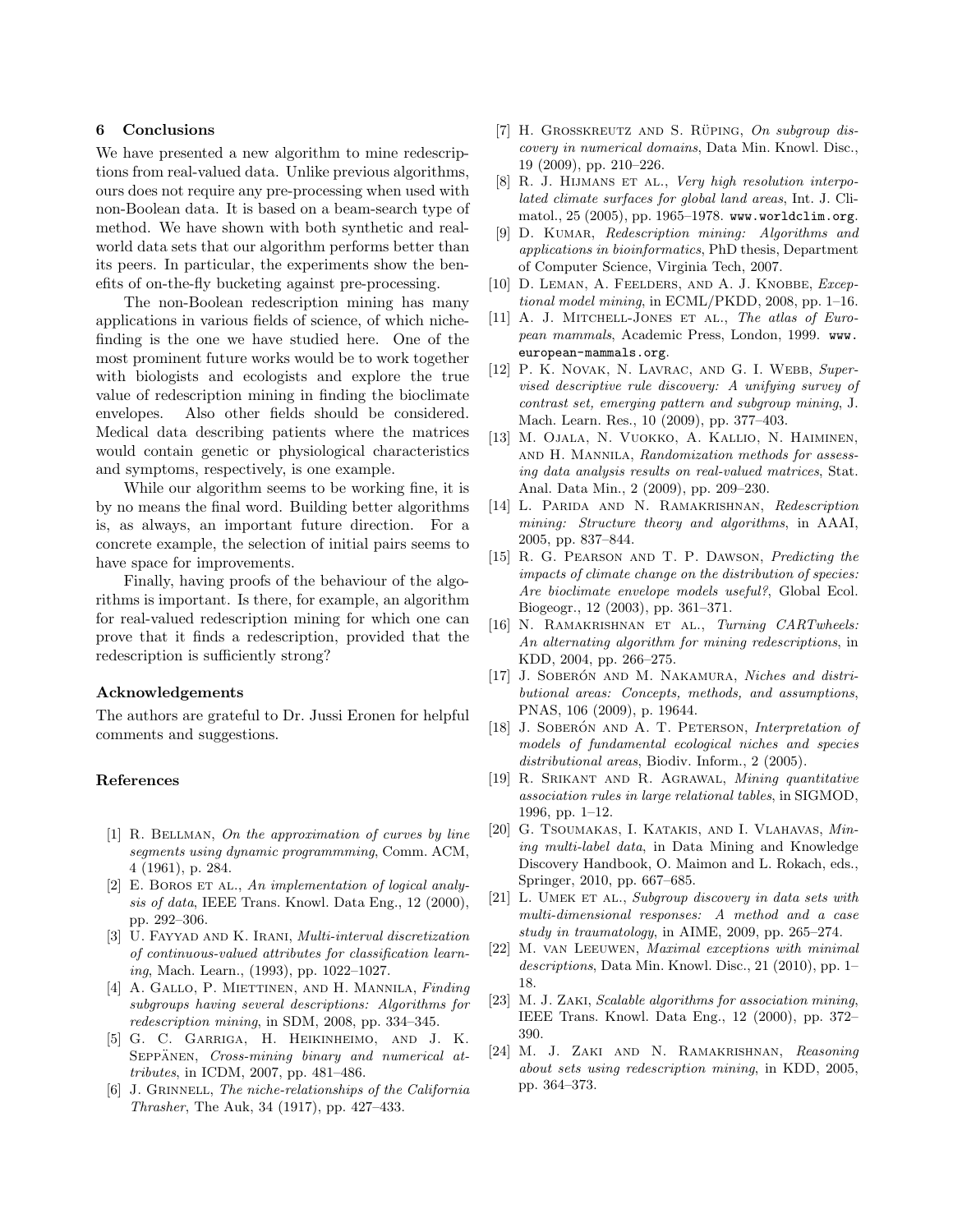## 6 Conclusions

We have presented a new algorithm to mine redescriptions from real-valued data. Unlike previous algorithms, ours does not require any pre-processing when used with non-Boolean data. It is based on a beam-search type of method. We have shown with both synthetic and real-world data sets that our algorithm performs better than its peers. In particular, the experiments show the benefits of on-the-fly bucketing against pre-processing.

The non-Boolean redescription mining has many applications in various fields of science, of which niche-finding is the one we have studied here. One of the most prominent future works would be to work together with biologists and ecologists and explore the true value of redescription mining in finding the bioclimate envelopes. Also other fields should be considered. Medical data describing patients where the matrices would contain genetic or physiological characteristics and symptoms, respectively, is one example.

While our algorithm seems to be working fine, it is by no means the final word. Building better algorithms is, as always, an important future direction. For a concrete example, the selection of initial pairs seems to have space for improvements.

Finally, having proofs of the behaviour of the algorithms is important. Is there, for example, an algorithm for real-valued redescription mining for which one can prove that it finds a redescription, provided that the redescription is sufficiently strong?

### Acknowledgements

The authors are grateful to Dr. Jussi Eronen for helpful comments and suggestions.

### References

[1] R. Bellman, *On the approximation of curves by line segments using dynamic programmming*, Comm. ACM, 4 (1961), p. 284.

[2] E. Boros et al., *An implementation of logical analysis of data*, IEEE Trans. Knowl. Data Eng., 12 (2000), pp. 292–306.

[3] U. Fayyad and K. Irani, *Multi-interval discretization of continuous-valued attributes for classification learning*, Mach. Learn., (1993), pp. 1022–1027.

[4] A. Gallo, P. Miettinen, and H. Mannila, *Finding subgroups having several descriptions: Algorithms for redescription mining*, in SDM, 2008, pp. 334–345.

[5] G. C. Garriga, H. Heikinheimo, and J. K. Seppänen, *Cross-mining binary and numerical attributes*, in ICDM, 2007, pp. 481–486.

[6] J. Grinnell, *The niche-relationships of the California Thrasher*, The Auk, 34 (1917), pp. 427–433.

[7] H. Grosskreutz and S. Rüping, *On subgroup discovery in numerical domains*, Data Min. Knowl. Disc., 19 (2009), pp. 210–226.

[8] R. J. Hijmans et al., *Very high resolution interpolated climate surfaces for global land areas*, Int. J. Climatol., 25 (2005), pp. 1965–1978. www.worldclim.org.

[9] D. Kumar, *Redescription mining: Algorithms and applications in bioinformatics*, PhD thesis, Department of Computer Science, Virginia Tech, 2007.

[10] D. Leman, A. Feelders, and A. J. Knobbe, *Exceptional model mining*, in ECML/PKDD, 2008, pp. 1–16.

[11] A. J. Mitchell-Jones et al., *The atlas of European mammals*, Academic Press, London, 1999. www.european-mammals.org.

[12] P. K. Novak, N. Lavrac, and G. I. Webb, *Supervised descriptive rule discovery: A unifying survey of contrast set, emerging pattern and subgroup mining*, J. Mach. Learn. Res., 10 (2009), pp. 377–403.

[13] M. Ojala, N. Vuokko, A. Kallio, N. Haiminen, and H. Mannila, *Randomization methods for assessing data analysis results on real-valued matrices*, Stat. Anal. Data Min., 2 (2009), pp. 209–230.

[14] L. Parida and N. Ramakrishnan, *Redescription mining: Structure theory and algorithms*, in AAAI, 2005, pp. 837–844.

[15] R. G. Pearson and T. P. Dawson, *Predicting the impacts of climate change on the distribution of species: Are bioclimate envelope models useful?*, Global Ecol. Biogeogr., 12 (2003), pp. 361–371.

[16] N. Ramakrishnan et al., *Turning CARTwheels: An alternating algorithm for mining redescriptions*, in KDD, 2004, pp. 266–275.

[17] J. Soberón and M. Nakamura, *Niches and distributional areas: Concepts, methods, and assumptions*, PNAS, 106 (2009), p. 19644.

[18] J. Soberón and A. T. Peterson, *Interpretation of models of fundamental ecological niches and species distributional areas*, Biodiv. Inform., 2 (2005).

[19] R. Srikant and R. Agrawal, *Mining quantitative association rules in large relational tables*, in SIGMOD, 1996, pp. 1–12.

[20] G. Tsoumakas, I. Katakis, and I. Vlahavas, *Mining multi-label data*, in Data Mining and Knowledge Discovery Handbook, O. Maimon and L. Rokach, eds., Springer, 2010, pp. 667–685.

[21] L. Umek et al., *Subgroup discovery in data sets with multi-dimensional responses: A method and a case study in traumatology*, in AIME, 2009, pp. 265–274.

[22] M. van Leeuwen, *Maximal exceptions with minimal descriptions*, Data Min. Knowl. Disc., 21 (2010), pp. 1–18.

[23] M. J. Zaki, *Scalable algorithms for association mining*, IEEE Trans. Knowl. Data Eng., 12 (2000), pp. 372–390.

[24] M. J. Zaki and N. Ramakrishnan, *Reasoning about sets using redescription mining*, in KDD, 2005, pp. 364–373.